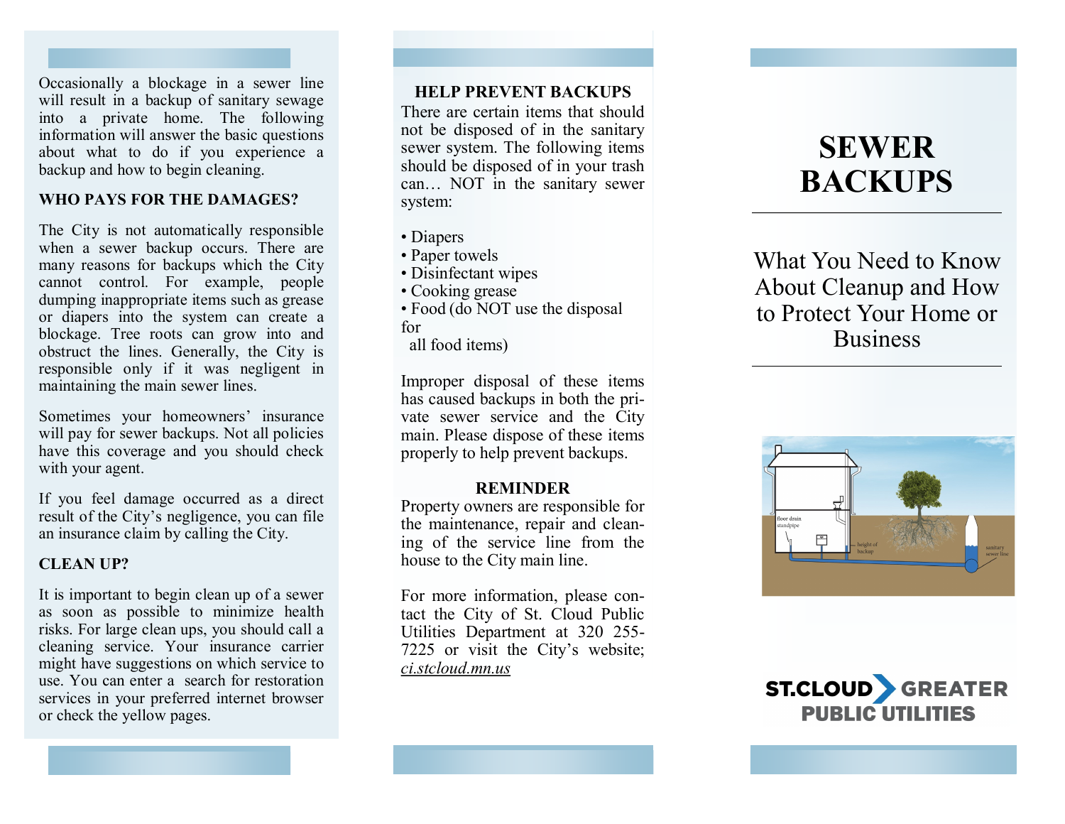Occasionally a blockage in a sewer line will result in a backup of sanitary sewage into a private home. The following information will answer the basic questions about what to do if you experience a backup and how to begin cleaning.

**WHO PAYS FOR THE DAMAGES?**

The City is not automatically responsible when a sewer backup occurs. There are many reasons for backups which the City cannot control. For example, people dumping inappropriate items such as grease or diapers into the system can create a blockage. Tree roots can grow into and obstruct the lines. Generally, the City is responsible only if it was negligent in maintaining the main sewer lines.

Sometimes your homeowners' insurance will pay for sewer backups. Not all policies have this coverage and you should check with your agent.

If you feel damage occurred as a direct result of the City's negligence, you can file an insurance claim by calling the City.

**CLEAN UP?**

It is important to begin clean up of a sewer as soon as possible to minimize health risks. For large clean ups, you should call a cleaning service. Your insurance carrier might have suggestions on which service to use. You can enter a search for restoration services in your preferred internet browser or check the yellow pages.

**HELP PREVENT BACKUPS**

There are certain items that should not be disposed of in the sanitary sewer system. The following items should be disposed of in your trash can… NOT in the sanitary sewer system:

- Diapers
- Paper towels
- Disinfectant wipes
- Cooking grease
- Food (do NOT use the disposal for all food items)

Improper disposal of these items has caused backups in both the private sewer service and the City main. Please dispose of these items properly to help prevent backups.

**REMINDER**

Property owners are responsible for the maintenance, repair and cleaning of the service line from the house to the City main line.

For more information, please contact the City of St. Cloud Public Utilities Department at 320 255-7225 or visit the City's website; *ci.stcloud.mn.us*

# SEWER BACKUPS

## What You Need to Know About Cleanup and How to Protect Your Home or Business

floor drain standpipe

height of backup

sanitary sewer line

ST.CLOUD GREATER PUBLIC UTILITIES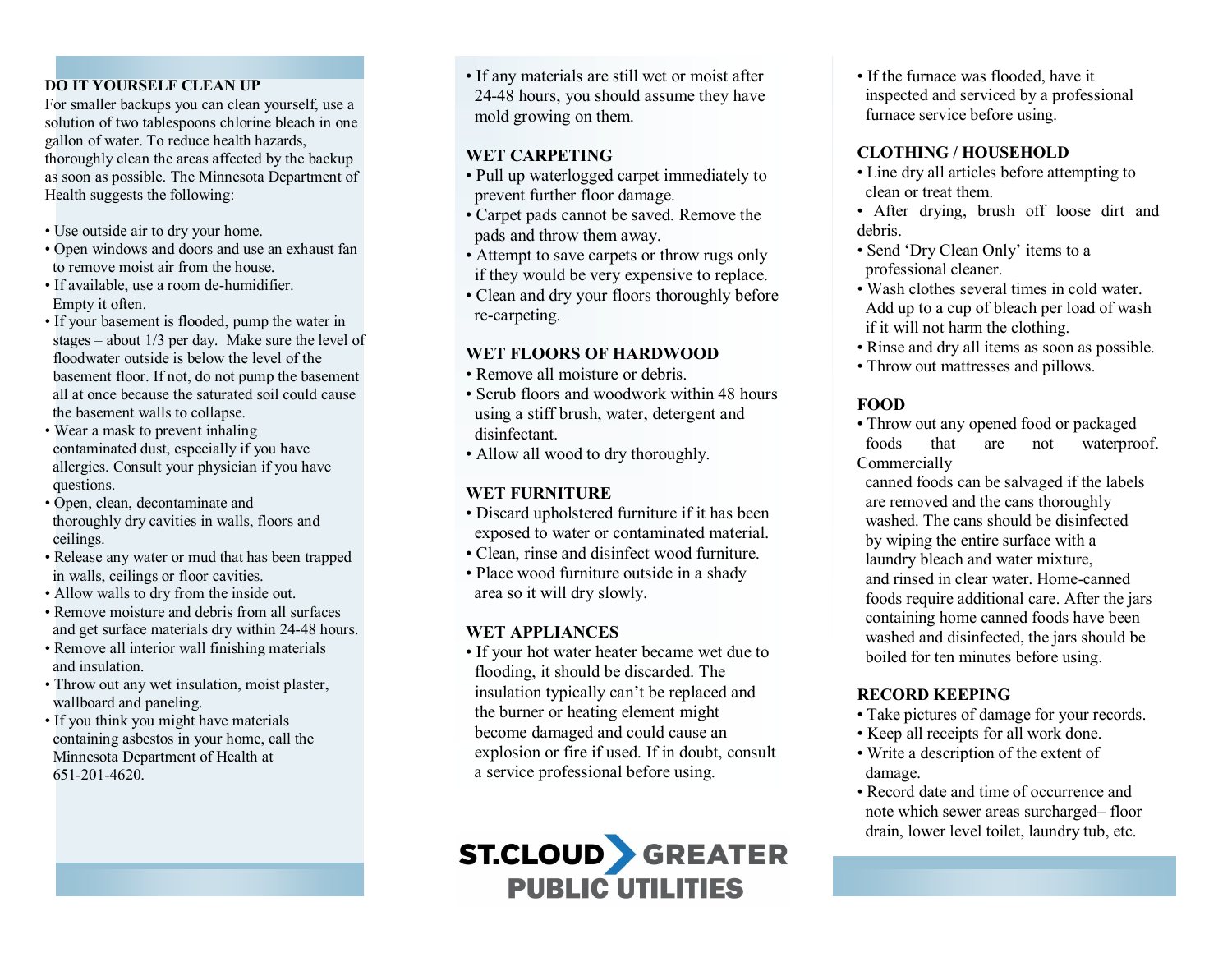## DO IT YOURSELF CLEAN UP

For smaller backups you can clean yourself, use a solution of two tablespoons chlorine bleach in one gallon of water. To reduce health hazards, thoroughly clean the areas affected by the backup as soon as possible. The Minnesota Department of Health suggests the following:

- Use outside air to dry your home.
- Open windows and doors and use an exhaust fan to remove moist air from the house.
- If available, use a room de-humidifier. Empty it often.
- If your basement is flooded, pump the water in stages – about 1/3 per day. Make sure the level of floodwater outside is below the level of the basement floor. If not, do not pump the basement all at once because the saturated soil could cause the basement walls to collapse.
- Wear a mask to prevent inhaling contaminated dust, especially if you have allergies. Consult your physician if you have questions.
- Open, clean, decontaminate and thoroughly dry cavities in walls, floors and ceilings.
- Release any water or mud that has been trapped in walls, ceilings or floor cavities.
- Allow walls to dry from the inside out.
- Remove moisture and debris from all surfaces and get surface materials dry within 24-48 hours.
- Remove all interior wall finishing materials and insulation.
- Throw out any wet insulation, moist plaster, wallboard and paneling.
- If you think you might have materials containing asbestos in your home, call the Minnesota Department of Health at 651-201-4620.
- If any materials are still wet or moist after 24-48 hours, you should assume they have mold growing on them.

## WET CARPETING

- Pull up waterlogged carpet immediately to prevent further floor damage.
- Carpet pads cannot be saved. Remove the pads and throw them away.
- Attempt to save carpets or throw rugs only if they would be very expensive to replace.
- Clean and dry your floors thoroughly before re-carpeting.

## WET FLOORS OF HARDWOOD

- Remove all moisture or debris.
- Scrub floors and woodwork within 48 hours using a stiff brush, water, detergent and disinfectant.
- Allow all wood to dry thoroughly.

## WET FURNITURE

- Discard upholstered furniture if it has been exposed to water or contaminated material.
- Clean, rinse and disinfect wood furniture.
- Place wood furniture outside in a shady area so it will dry slowly.

## WET APPLIANCES

- If your hot water heater became wet due to flooding, it should be discarded. The insulation typically can't be replaced and the burner or heating element might become damaged and could cause an explosion or fire if used. If in doubt, consult a service professional before using.
- If the furnace was flooded, have it inspected and serviced by a professional furnace service before using.

ST.CLOUD GREATER PUBLIC UTILITIES

## CLOTHING / HOUSEHOLD

- Line dry all articles before attempting to clean or treat them.
- After drying, brush off loose dirt and debris.
- Send 'Dry Clean Only' items to a professional cleaner.
- Wash clothes several times in cold water. Add up to a cup of bleach per load of wash if it will not harm the clothing.
- Rinse and dry all items as soon as possible.
- Throw out mattresses and pillows.

## FOOD

- Throw out any opened food or packaged foods that are not waterproof. Commercially canned foods can be salvaged if the labels are removed and the cans thoroughly washed. The cans should be disinfected by wiping the entire surface with a laundry bleach and water mixture, and rinsed in clear water. Home-canned foods require additional care. After the jars containing home canned foods have been washed and disinfected, the jars should be boiled for ten minutes before using.

## RECORD KEEPING

- Take pictures of damage for your records.
- Keep all receipts for all work done.
- Write a description of the extent of damage.
- Record date and time of occurrence and note which sewer areas surcharged– floor drain, lower level toilet, laundry tub, etc.